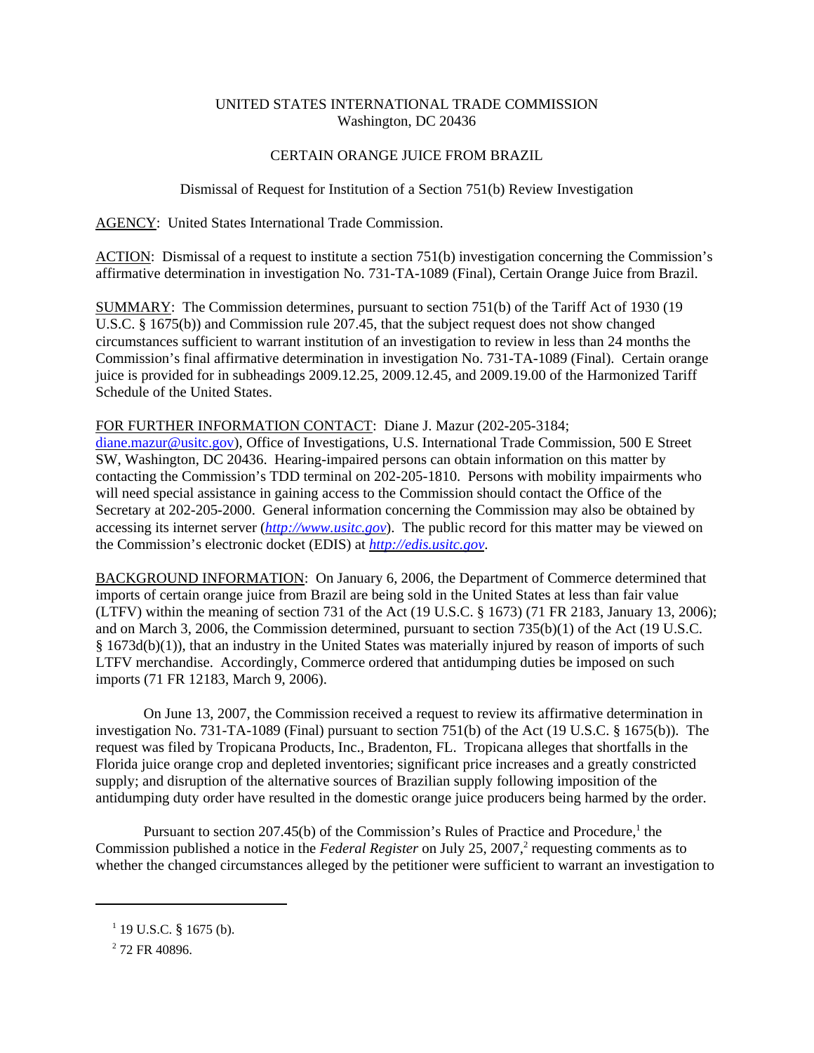UNITED STATES INTERNATIONAL TRADE COMMISSION
Washington, DC 20436

CERTAIN ORANGE JUICE FROM BRAZIL

Dismissal of Request for Institution of a Section 751(b) Review Investigation

AGENCY: United States International Trade Commission.

ACTION: Dismissal of a request to institute a section 751(b) investigation concerning the Commission's affirmative determination in investigation No. 731-TA-1089 (Final), Certain Orange Juice from Brazil.

SUMMARY: The Commission determines, pursuant to section 751(b) of the Tariff Act of 1930 (19 U.S.C. § 1675(b)) and Commission rule 207.45, that the subject request does not show changed circumstances sufficient to warrant institution of an investigation to review in less than 24 months the Commission's final affirmative determination in investigation No. 731-TA-1089 (Final). Certain orange juice is provided for in subheadings 2009.12.25, 2009.12.45, and 2009.19.00 of the Harmonized Tariff Schedule of the United States.

FOR FURTHER INFORMATION CONTACT: Diane J. Mazur (202-205-3184; diane.mazur@usitc.gov), Office of Investigations, U.S. International Trade Commission, 500 E Street SW, Washington, DC 20436. Hearing-impaired persons can obtain information on this matter by contacting the Commission's TDD terminal on 202-205-1810. Persons with mobility impairments who will need special assistance in gaining access to the Commission should contact the Office of the Secretary at 202-205-2000. General information concerning the Commission may also be obtained by accessing its internet server (*http://www.usitc.gov*). The public record for this matter may be viewed on the Commission's electronic docket (EDIS) at *http://edis.usitc.gov*.

BACKGROUND INFORMATION: On January 6, 2006, the Department of Commerce determined that imports of certain orange juice from Brazil are being sold in the United States at less than fair value (LTFV) within the meaning of section 731 of the Act (19 U.S.C. § 1673) (71 FR 2183, January 13, 2006); and on March 3, 2006, the Commission determined, pursuant to section 735(b)(1) of the Act (19 U.S.C. § 1673d(b)(1)), that an industry in the United States was materially injured by reason of imports of such LTFV merchandise. Accordingly, Commerce ordered that antidumping duties be imposed on such imports (71 FR 12183, March 9, 2006).

On June 13, 2007, the Commission received a request to review its affirmative determination in investigation No. 731-TA-1089 (Final) pursuant to section 751(b) of the Act (19 U.S.C. § 1675(b)). The request was filed by Tropicana Products, Inc., Bradenton, FL. Tropicana alleges that shortfalls in the Florida juice orange crop and depleted inventories; significant price increases and a greatly constricted supply; and disruption of the alternative sources of Brazilian supply following imposition of the antidumping duty order have resulted in the domestic orange juice producers being harmed by the order.

Pursuant to section 207.45(b) of the Commission's Rules of Practice and Procedure,[1] the Commission published a notice in the *Federal Register* on July 25, 2007,[2] requesting comments as to whether the changed circumstances alleged by the petitioner were sufficient to warrant an investigation to

---

[1] 19 U.S.C. § 1675 (b).

[2] 72 FR 40896.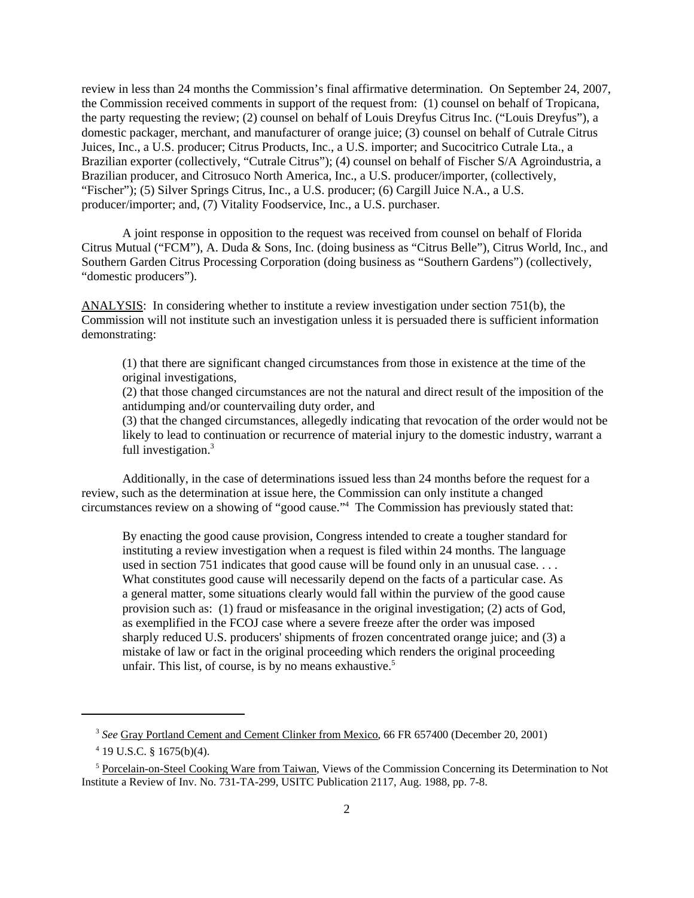review in less than 24 months the Commission's final affirmative determination. On September 24, 2007, the Commission received comments in support of the request from: (1) counsel on behalf of Tropicana, the party requesting the review; (2) counsel on behalf of Louis Dreyfus Citrus Inc. ("Louis Dreyfus"), a domestic packager, merchant, and manufacturer of orange juice; (3) counsel on behalf of Cutrale Citrus Juices, Inc., a U.S. producer; Citrus Products, Inc., a U.S. importer; and Sucocitrico Cutrale Lta., a Brazilian exporter (collectively, "Cutrale Citrus"); (4) counsel on behalf of Fischer S/A Agroindustria, a Brazilian producer, and Citrosuco North America, Inc., a U.S. producer/importer, (collectively, "Fischer"); (5) Silver Springs Citrus, Inc., a U.S. producer; (6) Cargill Juice N.A., a U.S. producer/importer; and, (7) Vitality Foodservice, Inc., a U.S. purchaser.

A joint response in opposition to the request was received from counsel on behalf of Florida Citrus Mutual ("FCM"), A. Duda & Sons, Inc. (doing business as "Citrus Belle"), Citrus World, Inc., and Southern Garden Citrus Processing Corporation (doing business as "Southern Gardens") (collectively, "domestic producers").

ANALYSIS: In considering whether to institute a review investigation under section 751(b), the Commission will not institute such an investigation unless it is persuaded there is sufficient information demonstrating:

> (1) that there are significant changed circumstances from those in existence at the time of the original investigations,
> (2) that those changed circumstances are not the natural and direct result of the imposition of the antidumping and/or countervailing duty order, and
> (3) that the changed circumstances, allegedly indicating that revocation of the order would not be likely to lead to continuation or recurrence of material injury to the domestic industry, warrant a full investigation.[3]

Additionally, in the case of determinations issued less than 24 months before the request for a review, such as the determination at issue here, the Commission can only institute a changed circumstances review on a showing of "good cause."[4] The Commission has previously stated that:

> By enacting the good cause provision, Congress intended to create a tougher standard for instituting a review investigation when a request is filed within 24 months. The language used in section 751 indicates that good cause will be found only in an unusual case. . . . What constitutes good cause will necessarily depend on the facts of a particular case. As a general matter, some situations clearly would fall within the purview of the good cause provision such as: (1) fraud or misfeasance in the original investigation; (2) acts of God, as exemplified in the FCOJ case where a severe freeze after the order was imposed sharply reduced U.S. producers' shipments of frozen concentrated orange juice; and (3) a mistake of law or fact in the original proceeding which renders the original proceeding unfair. This list, of course, is by no means exhaustive.[5]

---

[3] *See* Gray Portland Cement and Cement Clinker from Mexico, 66 FR 657400 (December 20, 2001)

[4] 19 U.S.C. § 1675(b)(4).

[5] Porcelain-on-Steel Cooking Ware from Taiwan, Views of the Commission Concerning its Determination to Not Institute a Review of Inv. No. 731-TA-299, USITC Publication 2117, Aug. 1988, pp. 7-8.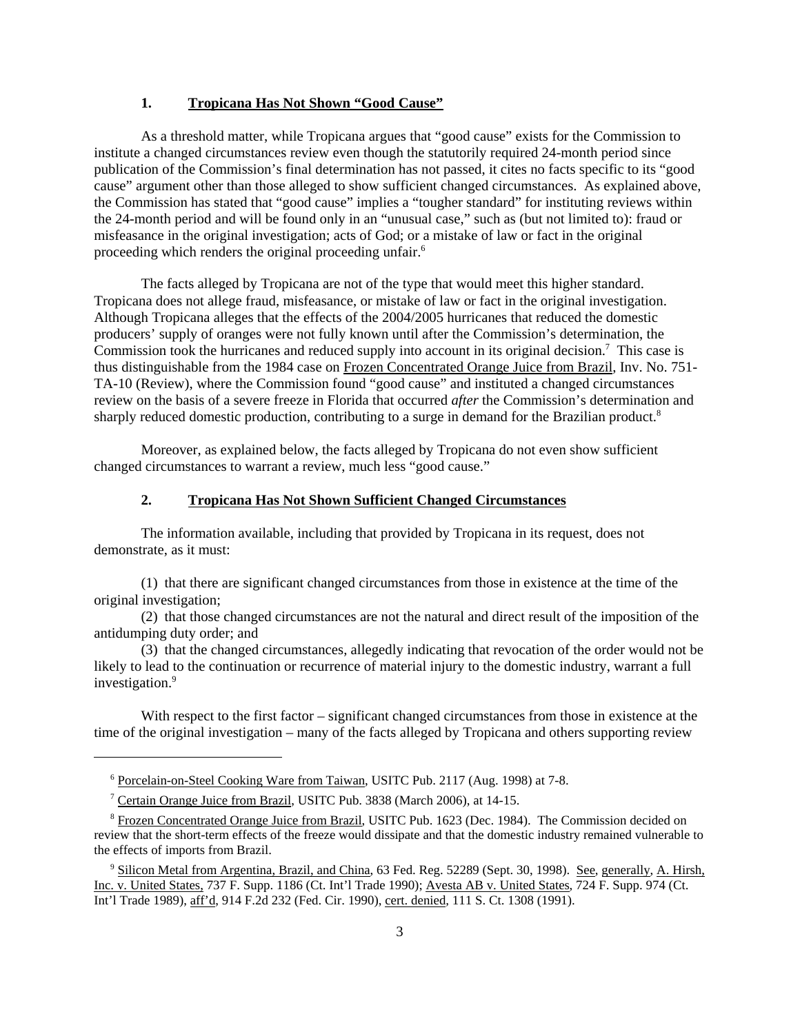### 1. Tropicana Has Not Shown "Good Cause"

As a threshold matter, while Tropicana argues that "good cause" exists for the Commission to institute a changed circumstances review even though the statutorily required 24-month period since publication of the Commission's final determination has not passed, it cites no facts specific to its "good cause" argument other than those alleged to show sufficient changed circumstances. As explained above, the Commission has stated that "good cause" implies a "tougher standard" for instituting reviews within the 24-month period and will be found only in an "unusual case," such as (but not limited to): fraud or misfeasance in the original investigation; acts of God; or a mistake of law or fact in the original proceeding which renders the original proceeding unfair.[6]

The facts alleged by Tropicana are not of the type that would meet this higher standard. Tropicana does not allege fraud, misfeasance, or mistake of law or fact in the original investigation. Although Tropicana alleges that the effects of the 2004/2005 hurricanes that reduced the domestic producers' supply of oranges were not fully known until after the Commission's determination, the Commission took the hurricanes and reduced supply into account in its original decision.[7] This case is thus distinguishable from the 1984 case on Frozen Concentrated Orange Juice from Brazil, Inv. No. 751-TA-10 (Review), where the Commission found "good cause" and instituted a changed circumstances review on the basis of a severe freeze in Florida that occurred *after* the Commission's determination and sharply reduced domestic production, contributing to a surge in demand for the Brazilian product.[8]

Moreover, as explained below, the facts alleged by Tropicana do not even show sufficient changed circumstances to warrant a review, much less "good cause."

### 2. Tropicana Has Not Shown Sufficient Changed Circumstances

The information available, including that provided by Tropicana in its request, does not demonstrate, as it must:

(1) that there are significant changed circumstances from those in existence at the time of the original investigation;

(2) that those changed circumstances are not the natural and direct result of the imposition of the antidumping duty order; and

(3) that the changed circumstances, allegedly indicating that revocation of the order would not be likely to lead to the continuation or recurrence of material injury to the domestic industry, warrant a full investigation.[9]

With respect to the first factor – significant changed circumstances from those in existence at the time of the original investigation – many of the facts alleged by Tropicana and others supporting review

---

[6] Porcelain-on-Steel Cooking Ware from Taiwan, USITC Pub. 2117 (Aug. 1998) at 7-8.

[7] Certain Orange Juice from Brazil, USITC Pub. 3838 (March 2006), at 14-15.

[8] Frozen Concentrated Orange Juice from Brazil, USITC Pub. 1623 (Dec. 1984). The Commission decided on review that the short-term effects of the freeze would dissipate and that the domestic industry remained vulnerable to the effects of imports from Brazil.

[9] Silicon Metal from Argentina, Brazil, and China, 63 Fed. Reg. 52289 (Sept. 30, 1998). See, generally, A. Hirsh, Inc. v. United States, 737 F. Supp. 1186 (Ct. Int'l Trade 1990); Avesta AB v. United States, 724 F. Supp. 974 (Ct. Int'l Trade 1989), aff'd, 914 F.2d 232 (Fed. Cir. 1990), cert. denied, 111 S. Ct. 1308 (1991).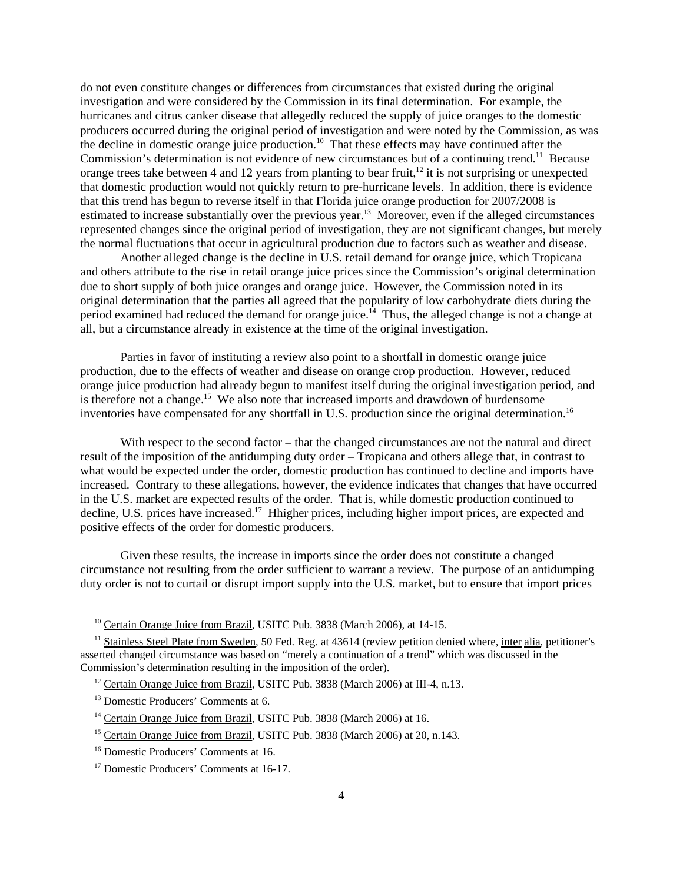do not even constitute changes or differences from circumstances that existed during the original investigation and were considered by the Commission in its final determination. For example, the hurricanes and citrus canker disease that allegedly reduced the supply of juice oranges to the domestic producers occurred during the original period of investigation and were noted by the Commission, as was the decline in domestic orange juice production.[10] That these effects may have continued after the Commission's determination is not evidence of new circumstances but of a continuing trend.[11] Because orange trees take between 4 and 12 years from planting to bear fruit,[12] it is not surprising or unexpected that domestic production would not quickly return to pre-hurricane levels. In addition, there is evidence that this trend has begun to reverse itself in that Florida juice orange production for 2007/2008 is estimated to increase substantially over the previous year.[13] Moreover, even if the alleged circumstances represented changes since the original period of investigation, they are not significant changes, but merely the normal fluctuations that occur in agricultural production due to factors such as weather and disease.

Another alleged change is the decline in U.S. retail demand for orange juice, which Tropicana and others attribute to the rise in retail orange juice prices since the Commission's original determination due to short supply of both juice oranges and orange juice. However, the Commission noted in its original determination that the parties all agreed that the popularity of low carbohydrate diets during the period examined had reduced the demand for orange juice.[14] Thus, the alleged change is not a change at all, but a circumstance already in existence at the time of the original investigation.

Parties in favor of instituting a review also point to a shortfall in domestic orange juice production, due to the effects of weather and disease on orange crop production. However, reduced orange juice production had already begun to manifest itself during the original investigation period, and is therefore not a change.[15] We also note that increased imports and drawdown of burdensome inventories have compensated for any shortfall in U.S. production since the original determination.[16]

With respect to the second factor – that the changed circumstances are not the natural and direct result of the imposition of the antidumping duty order – Tropicana and others allege that, in contrast to what would be expected under the order, domestic production has continued to decline and imports have increased. Contrary to these allegations, however, the evidence indicates that changes that have occurred in the U.S. market are expected results of the order. That is, while domestic production continued to decline, U.S. prices have increased.[17] Hhigher prices, including higher import prices, are expected and positive effects of the order for domestic producers.

Given these results, the increase in imports since the order does not constitute a changed circumstance not resulting from the order sufficient to warrant a review. The purpose of an antidumping duty order is not to curtail or disrupt import supply into the U.S. market, but to ensure that import prices

---

[10] Certain Orange Juice from Brazil, USITC Pub. 3838 (March 2006), at 14-15.

[11] Stainless Steel Plate from Sweden, 50 Fed. Reg. at 43614 (review petition denied where, inter alia, petitioner's asserted changed circumstance was based on "merely a continuation of a trend" which was discussed in the Commission's determination resulting in the imposition of the order).

[12] Certain Orange Juice from Brazil, USITC Pub. 3838 (March 2006) at III-4, n.13.

[13] Domestic Producers' Comments at 6.

[14] Certain Orange Juice from Brazil, USITC Pub. 3838 (March 2006) at 16.

[15] Certain Orange Juice from Brazil, USITC Pub. 3838 (March 2006) at 20, n.143.

[16] Domestic Producers' Comments at 16.

[17] Domestic Producers' Comments at 16-17.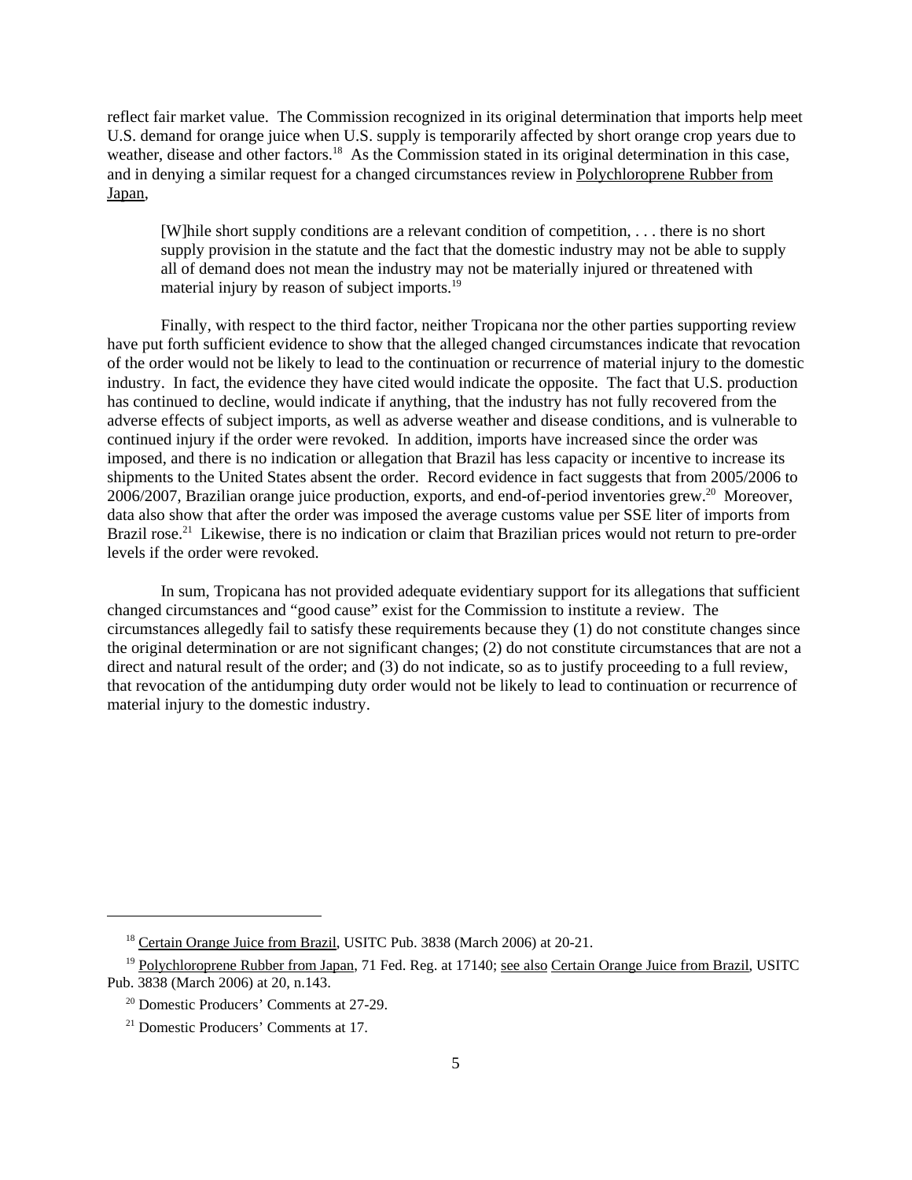reflect fair market value. The Commission recognized in its original determination that imports help meet U.S. demand for orange juice when U.S. supply is temporarily affected by short orange crop years due to weather, disease and other factors.[18] As the Commission stated in its original determination in this case, and in denying a similar request for a changed circumstances review in Polychloroprene Rubber from Japan,

> [W]hile short supply conditions are a relevant condition of competition, . . . there is no short supply provision in the statute and the fact that the domestic industry may not be able to supply all of demand does not mean the industry may not be materially injured or threatened with material injury by reason of subject imports.[19]

Finally, with respect to the third factor, neither Tropicana nor the other parties supporting review have put forth sufficient evidence to show that the alleged changed circumstances indicate that revocation of the order would not be likely to lead to the continuation or recurrence of material injury to the domestic industry. In fact, the evidence they have cited would indicate the opposite. The fact that U.S. production has continued to decline, would indicate if anything, that the industry has not fully recovered from the adverse effects of subject imports, as well as adverse weather and disease conditions, and is vulnerable to continued injury if the order were revoked. In addition, imports have increased since the order was imposed, and there is no indication or allegation that Brazil has less capacity or incentive to increase its shipments to the United States absent the order. Record evidence in fact suggests that from 2005/2006 to 2006/2007, Brazilian orange juice production, exports, and end-of-period inventories grew.[20] Moreover, data also show that after the order was imposed the average customs value per SSE liter of imports from Brazil rose.[21] Likewise, there is no indication or claim that Brazilian prices would not return to pre-order levels if the order were revoked.

In sum, Tropicana has not provided adequate evidentiary support for its allegations that sufficient changed circumstances and "good cause" exist for the Commission to institute a review. The circumstances allegedly fail to satisfy these requirements because they (1) do not constitute changes since the original determination or are not significant changes; (2) do not constitute circumstances that are not a direct and natural result of the order; and (3) do not indicate, so as to justify proceeding to a full review, that revocation of the antidumping duty order would not be likely to lead to continuation or recurrence of material injury to the domestic industry.

---

[18] Certain Orange Juice from Brazil, USITC Pub. 3838 (March 2006) at 20-21.

[19] Polychloroprene Rubber from Japan, 71 Fed. Reg. at 17140; see also Certain Orange Juice from Brazil, USITC Pub. 3838 (March 2006) at 20, n.143.

[20] Domestic Producers' Comments at 27-29.

[21] Domestic Producers' Comments at 17.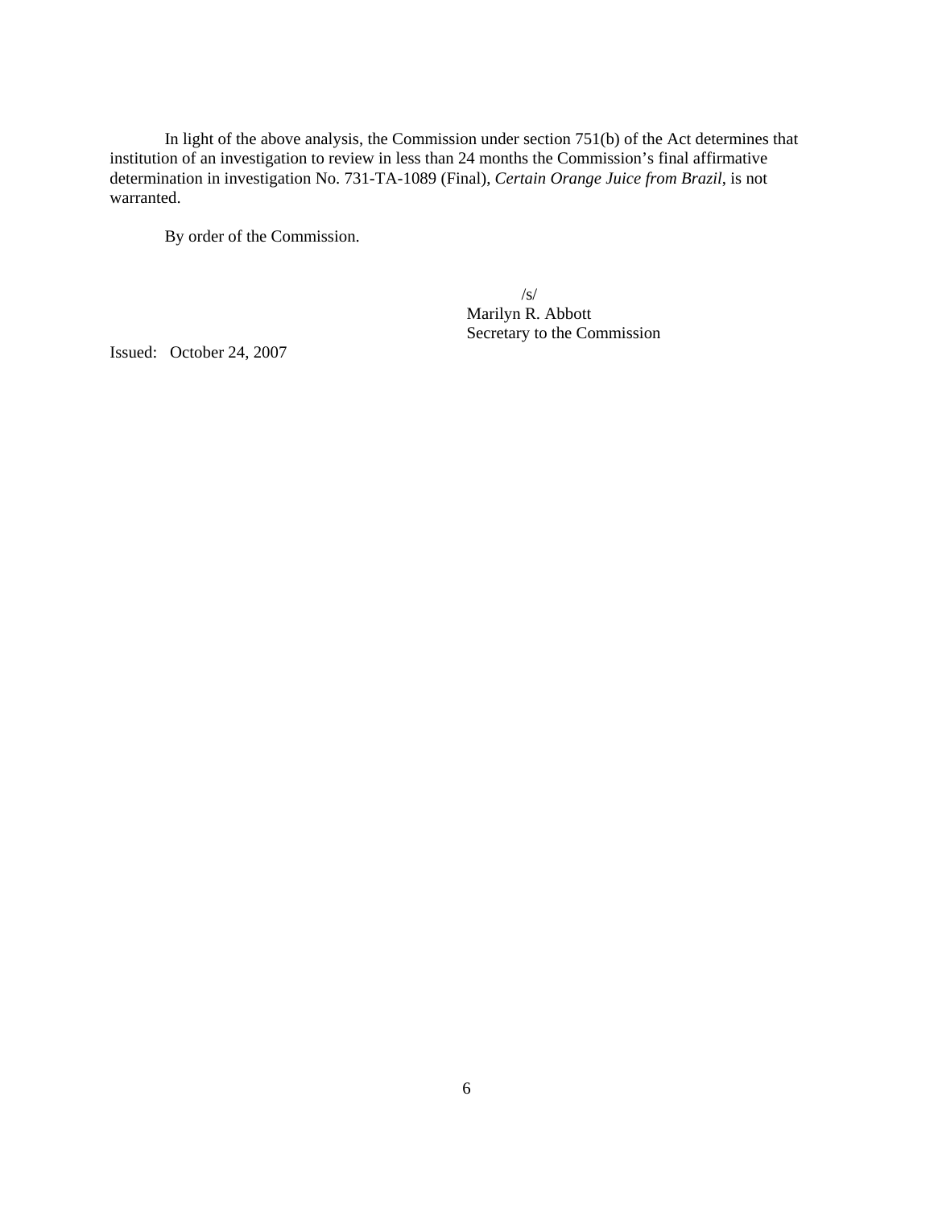In light of the above analysis, the Commission under section 751(b) of the Act determines that institution of an investigation to review in less than 24 months the Commission's final affirmative determination in investigation No. 731-TA-1089 (Final), *Certain Orange Juice from Brazil*, is not warranted.

By order of the Commission.

/s/  
Marilyn R. Abbott  
Secretary to the Commission

Issued: October 24, 2007